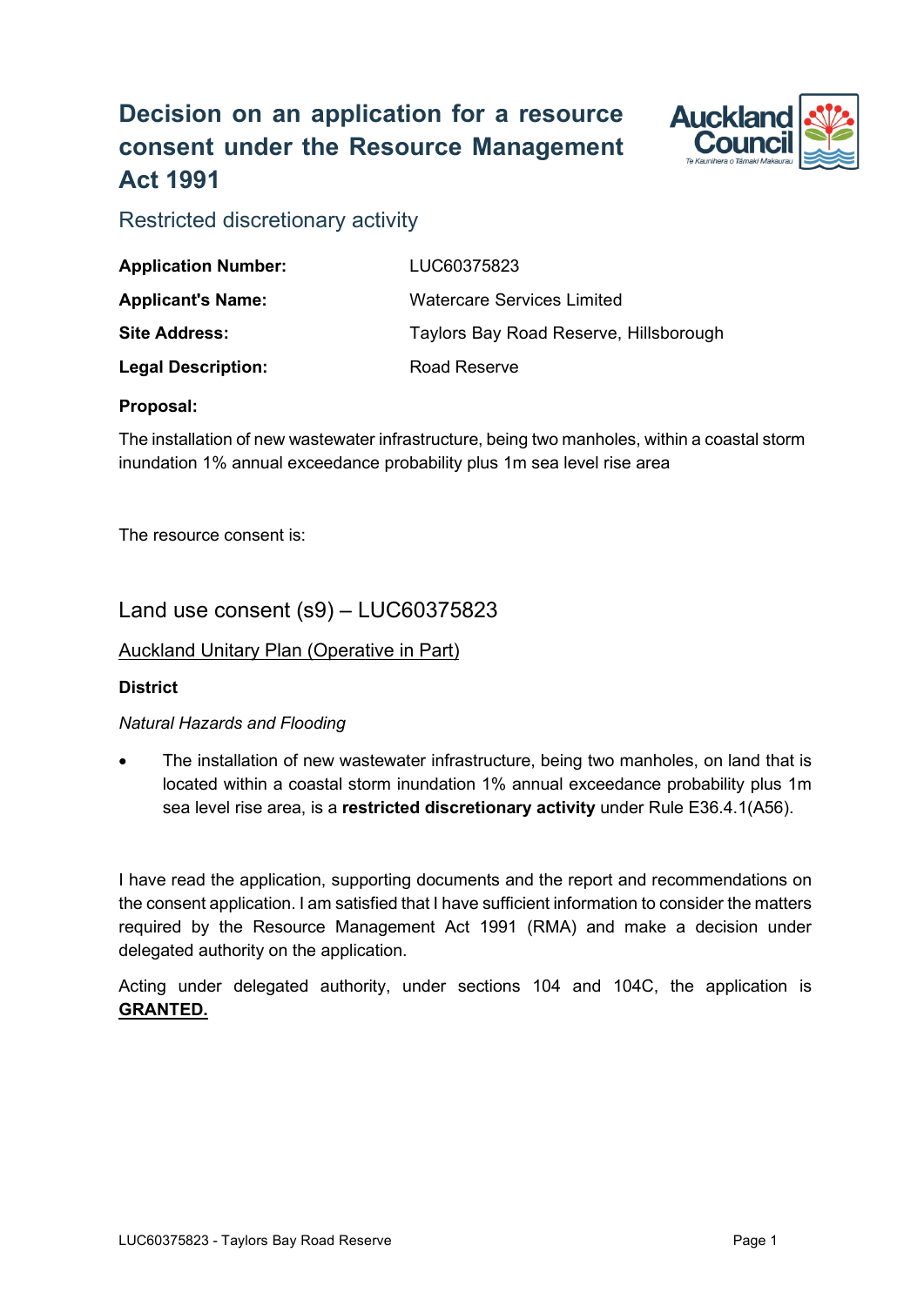# Decision on an application for a resource consent under the Resource Management Act 1991

## Restricted discretionary activity

| | |
|---|---|
| **Application Number:** | LUC60375823 |
| **Applicant's Name:** | Watercare Services Limited |
| **Site Address:** | Taylors Bay Road Reserve, Hillsborough |
| **Legal Description:** | Road Reserve |

**Proposal:**

The installation of new wastewater infrastructure, being two manholes, within a coastal storm inundation 1% annual exceedance probability plus 1m sea level rise area

The resource consent is:

## Land use consent (s9) – LUC60375823

Auckland Unitary Plan (Operative in Part)

**District**

*Natural Hazards and Flooding*

- The installation of new wastewater infrastructure, being two manholes, on land that is located within a coastal storm inundation 1% annual exceedance probability plus 1m sea level rise area, is a **restricted discretionary activity** under Rule E36.4.1(A56).

I have read the application, supporting documents and the report and recommendations on the consent application. I am satisfied that I have sufficient information to consider the matters required by the Resource Management Act 1991 (RMA) and make a decision under delegated authority on the application.

Acting under delegated authority, under sections 104 and 104C, the application is **GRANTED.**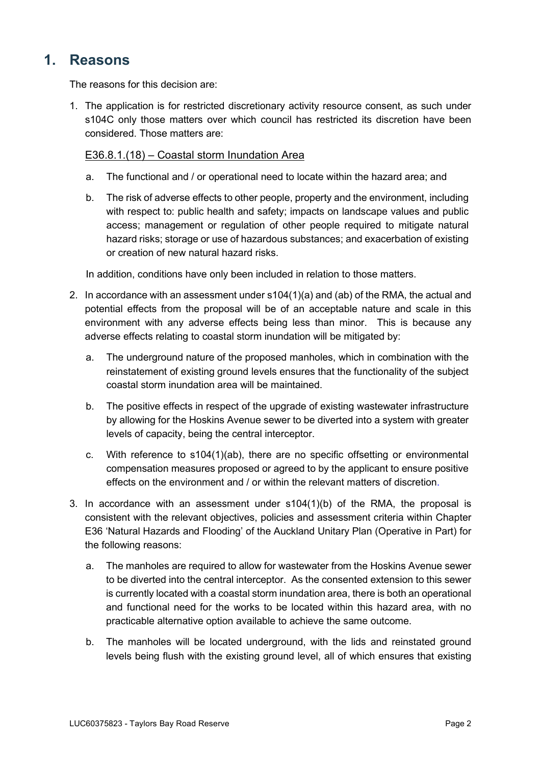# 1. Reasons

The reasons for this decision are:

1. The application is for restricted discretionary activity resource consent, as such under s104C only those matters over which council has restricted its discretion have been considered. Those matters are:

   E36.8.1.(18) – Coastal storm Inundation Area

   a. The functional and / or operational need to locate within the hazard area; and

   b. The risk of adverse effects to other people, property and the environment, including with respect to: public health and safety; impacts on landscape values and public access; management or regulation of other people required to mitigate natural hazard risks; storage or use of hazardous substances; and exacerbation of existing or creation of new natural hazard risks.

   In addition, conditions have only been included in relation to those matters.

2. In accordance with an assessment under s104(1)(a) and (ab) of the RMA, the actual and potential effects from the proposal will be of an acceptable nature and scale in this environment with any adverse effects being less than minor. This is because any adverse effects relating to coastal storm inundation will be mitigated by:

   a. The underground nature of the proposed manholes, which in combination with the reinstatement of existing ground levels ensures that the functionality of the subject coastal storm inundation area will be maintained.

   b. The positive effects in respect of the upgrade of existing wastewater infrastructure by allowing for the Hoskins Avenue sewer to be diverted into a system with greater levels of capacity, being the central interceptor.

   c. With reference to s104(1)(ab), there are no specific offsetting or environmental compensation measures proposed or agreed to by the applicant to ensure positive effects on the environment and / or within the relevant matters of discretion.

3. In accordance with an assessment under s104(1)(b) of the RMA, the proposal is consistent with the relevant objectives, policies and assessment criteria within Chapter E36 'Natural Hazards and Flooding' of the Auckland Unitary Plan (Operative in Part) for the following reasons:

   a. The manholes are required to allow for wastewater from the Hoskins Avenue sewer to be diverted into the central interceptor. As the consented extension to this sewer is currently located with a coastal storm inundation area, there is both an operational and functional need for the works to be located within this hazard area, with no practicable alternative option available to achieve the same outcome.

   b. The manholes will be located underground, with the lids and reinstated ground levels being flush with the existing ground level, all of which ensures that existing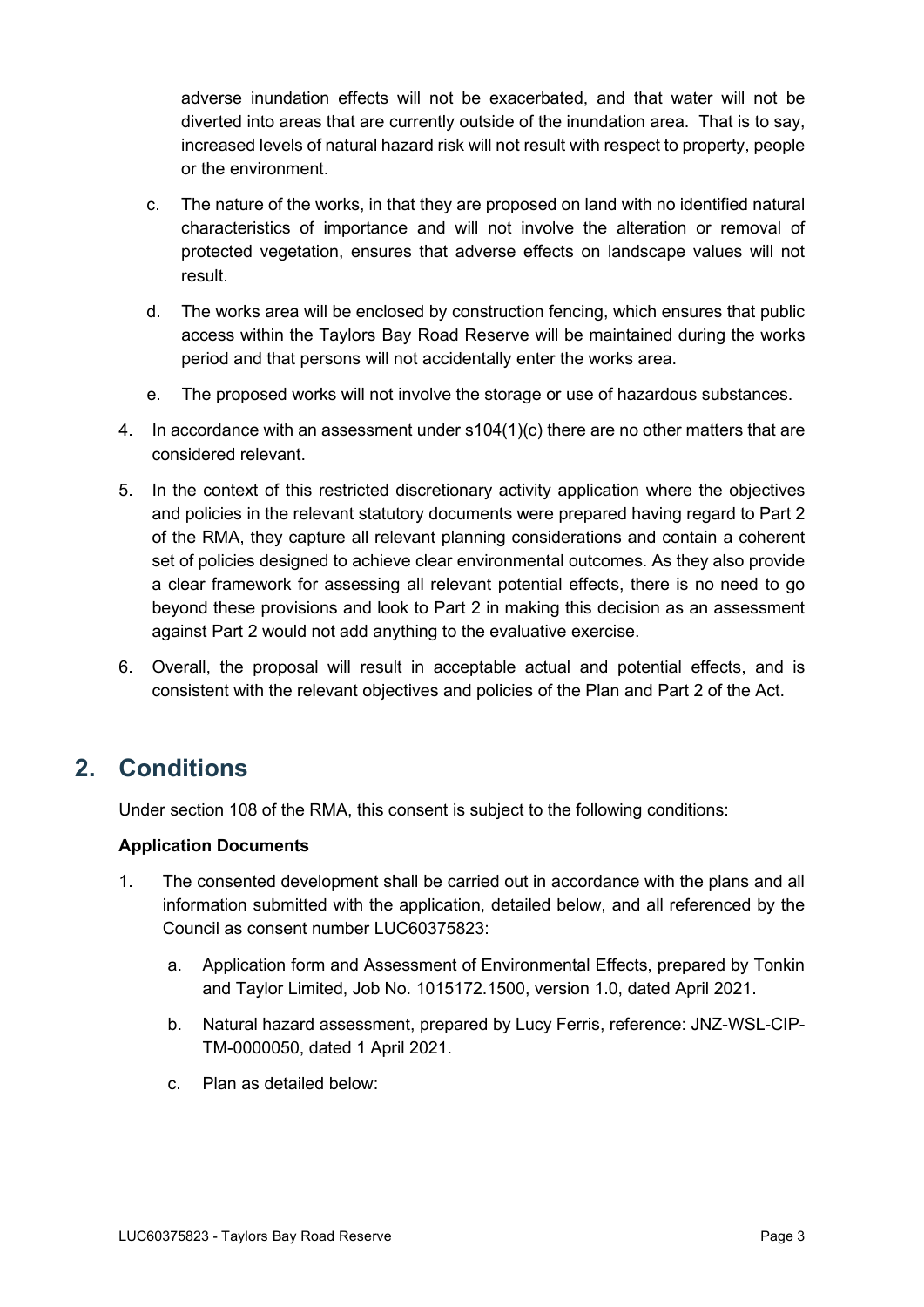adverse inundation effects will not be exacerbated, and that water will not be diverted into areas that are currently outside of the inundation area. That is to say, increased levels of natural hazard risk will not result with respect to property, people or the environment.

c. The nature of the works, in that they are proposed on land with no identified natural characteristics of importance and will not involve the alteration or removal of protected vegetation, ensures that adverse effects on landscape values will not result.

d. The works area will be enclosed by construction fencing, which ensures that public access within the Taylors Bay Road Reserve will be maintained during the works period and that persons will not accidentally enter the works area.

e. The proposed works will not involve the storage or use of hazardous substances.

4. In accordance with an assessment under s104(1)(c) there are no other matters that are considered relevant.

5. In the context of this restricted discretionary activity application where the objectives and policies in the relevant statutory documents were prepared having regard to Part 2 of the RMA, they capture all relevant planning considerations and contain a coherent set of policies designed to achieve clear environmental outcomes. As they also provide a clear framework for assessing all relevant potential effects, there is no need to go beyond these provisions and look to Part 2 in making this decision as an assessment against Part 2 would not add anything to the evaluative exercise.

6. Overall, the proposal will result in acceptable actual and potential effects, and is consistent with the relevant objectives and policies of the Plan and Part 2 of the Act.

## 2. Conditions

Under section 108 of the RMA, this consent is subject to the following conditions:

**Application Documents**

1. The consented development shall be carried out in accordance with the plans and all information submitted with the application, detailed below, and all referenced by the Council as consent number LUC60375823:

   a. Application form and Assessment of Environmental Effects, prepared by Tonkin and Taylor Limited, Job No. 1015172.1500, version 1.0, dated April 2021.

   b. Natural hazard assessment, prepared by Lucy Ferris, reference: JNZ-WSL-CIP-TM-0000050, dated 1 April 2021.

   c. Plan as detailed below: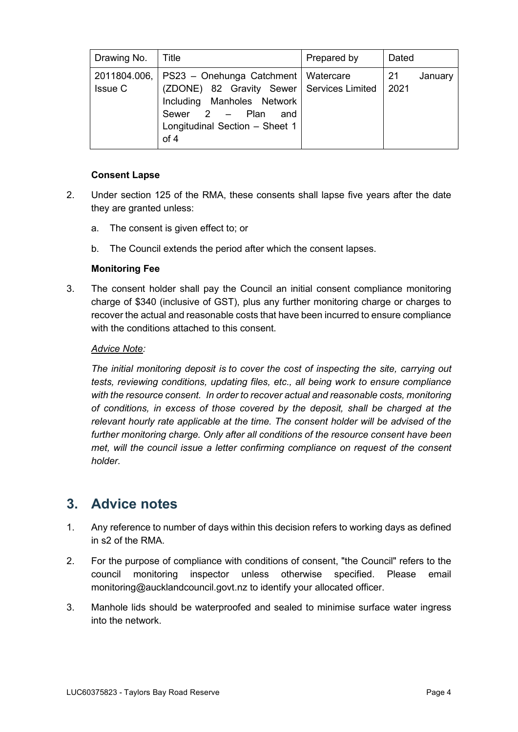| Drawing No. | Title | Prepared by | Dated |
| --- | --- | --- | --- |
| 2011804.006, Issue C | PS23 – Onehunga Catchment (ZDONE) 82 Gravity Sewer Including Manholes Network Sewer 2 – Plan and Longitudinal Section – Sheet 1 of 4 | Watercare Services Limited | 21 January 2021 |

**Consent Lapse**

2. Under section 125 of the RMA, these consents shall lapse five years after the date they are granted unless:

    a. The consent is given effect to; or

    b. The Council extends the period after which the consent lapses.

**Monitoring Fee**

3. The consent holder shall pay the Council an initial consent compliance monitoring charge of $340 (inclusive of GST), plus any further monitoring charge or charges to recover the actual and reasonable costs that have been incurred to ensure compliance with the conditions attached to this consent.

    *Advice Note:*

    *The initial monitoring deposit is to cover the cost of inspecting the site, carrying out tests, reviewing conditions, updating files, etc., all being work to ensure compliance with the resource consent. In order to recover actual and reasonable costs, monitoring of conditions, in excess of those covered by the deposit, shall be charged at the relevant hourly rate applicable at the time. The consent holder will be advised of the further monitoring charge. Only after all conditions of the resource consent have been met, will the council issue a letter confirming compliance on request of the consent holder.*

## 3. Advice notes

1. Any reference to number of days within this decision refers to working days as defined in s2 of the RMA.
2. For the purpose of compliance with conditions of consent, "the Council" refers to the council monitoring inspector unless otherwise specified. Please email monitoring@aucklandcouncil.govt.nz to identify your allocated officer.
3. Manhole lids should be waterproofed and sealed to minimise surface water ingress into the network.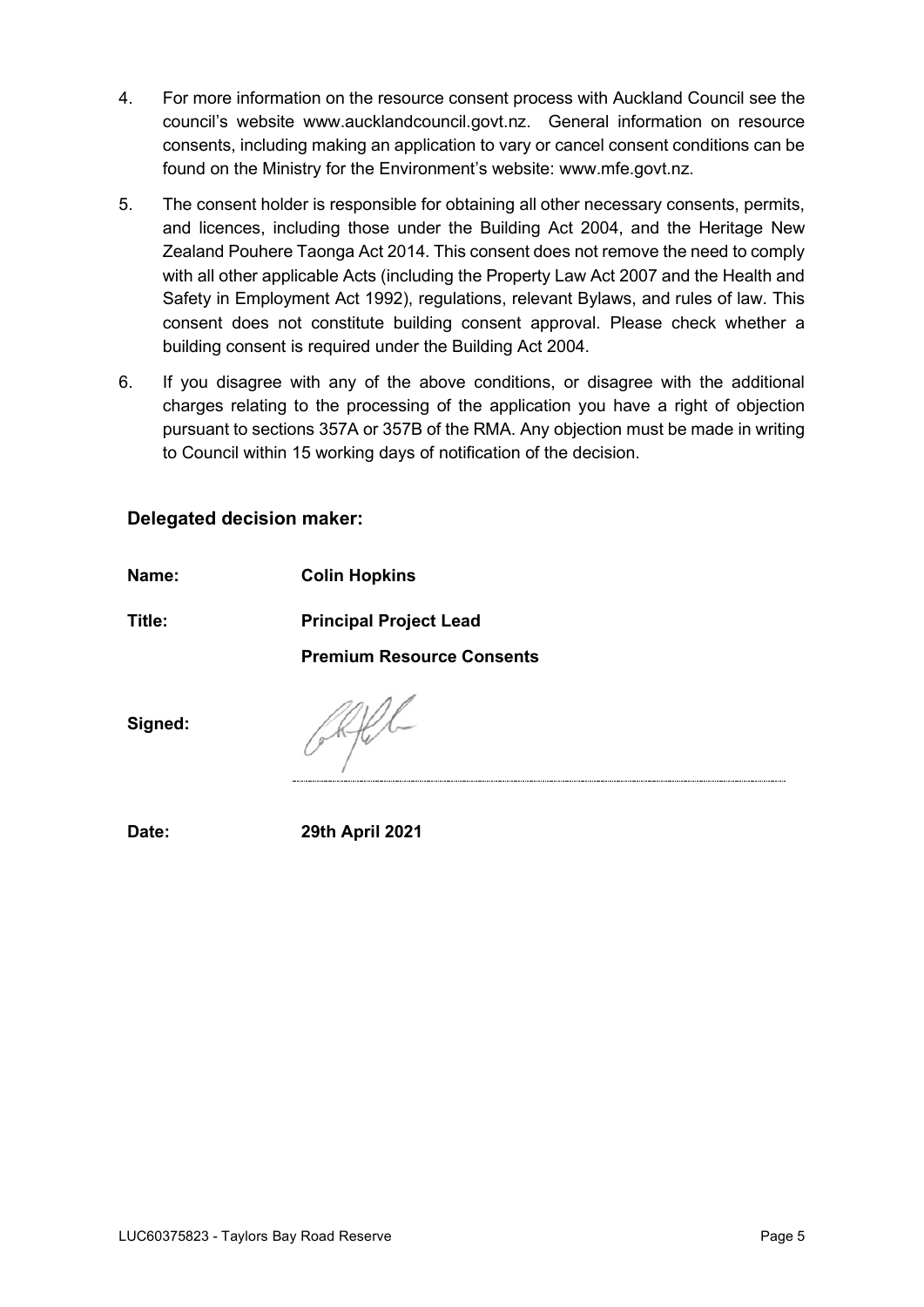4. For more information on the resource consent process with Auckland Council see the council's website www.aucklandcouncil.govt.nz. General information on resource consents, including making an application to vary or cancel consent conditions can be found on the Ministry for the Environment's website: www.mfe.govt.nz.

5. The consent holder is responsible for obtaining all other necessary consents, permits, and licences, including those under the Building Act 2004, and the Heritage New Zealand Pouhere Taonga Act 2014. This consent does not remove the need to comply with all other applicable Acts (including the Property Law Act 2007 and the Health and Safety in Employment Act 1992), regulations, relevant Bylaws, and rules of law. This consent does not constitute building consent approval. Please check whether a building consent is required under the Building Act 2004.

6. If you disagree with any of the above conditions, or disagree with the additional charges relating to the processing of the application you have a right of objection pursuant to sections 357A or 357B of the RMA. Any objection must be made in writing to Council within 15 working days of notification of the decision.

### Delegated decision maker:

**Name:** **Colin Hopkins**

**Title:** **Principal Project Lead**

**Premium Resource Consents**

**Signed:**

**Date:** **29th April 2021**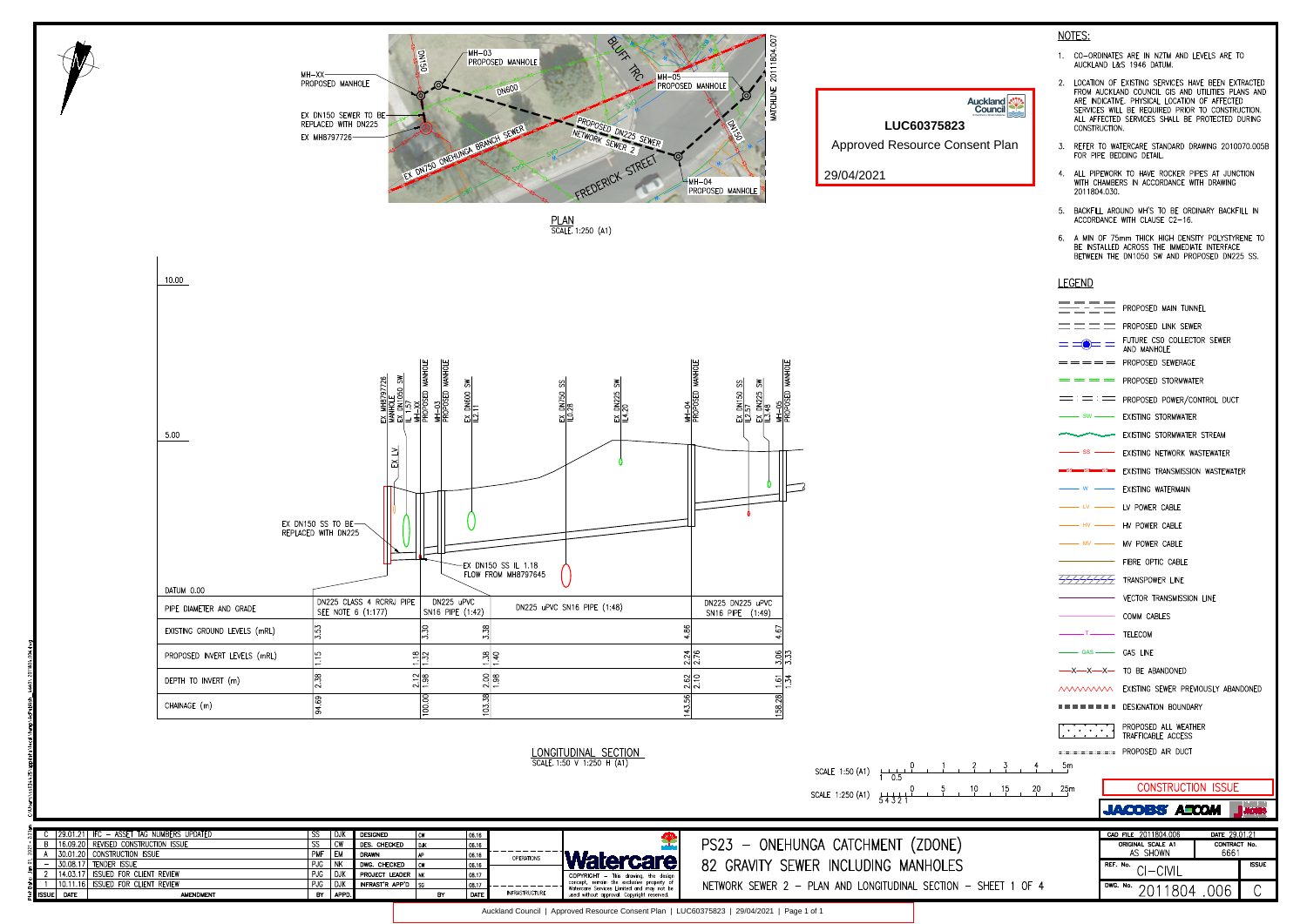Auckland Council

**LUC60375823**

Approved Resource Consent Plan

29/04/2021

## NOTES:

1. CO-ORDINATES ARE IN NZTM AND LEVELS ARE TO AUCKLAND L&S 1946 DATUM.
2. LOCATION OF EXISTING SERVICES HAVE BEEN EXTRACTED FROM AUCKLAND COUNCIL GIS AND UTILITIES PLANS AND ARE INDICATIVE. PHYSICAL LOCATION OF AFFECTED SERVICES WILL BE REQUIRED PRIOR TO CONSTRUCTION. ALL AFFECTED SERVICES SHALL BE PROTECTED DURING CONSTRUCTION.
3. REFER TO WATERCARE STANDARD DRAWING 2010070.005B FOR PIPE BEDDING DETAIL.
4. ALL PIPEWORK TO HAVE ROCKER PIPES AT JUNCTION WITH CHAMBERS IN ACCORDANCE WITH DRAWING 2011804.030.
5. BACKFILL AROUND MH'S TO BE ORDINARY BACKFILL IN ACCORDANCE WITH CLAUSE C2-16.
6. A MIN OF 75mm THICK HIGH DENSITY POLYSTYRENE TO BE INSTALLED ACROSS THE IMMEDIATE INTERFACE BETWEEN THE DN1050 SW AND PROPOSED DN225 SS.

## LEGEND

- PROPOSED MAIN TUNNEL
- PROPOSED LINK SEWER
- FUTURE CSO COLLECTOR SEWER AND MANHOLE
- PROPOSED SEWERAGE
- PROPOSED STORMWATER
- PROPOSED POWER/CONTROL DUCT
- EXISTING STORMWATER
- EXISTING STORMWATER STREAM
- EXISTING NETWORK WASTEWATER
- EXISTING TRANSMISSION WASTEWATER
- EXISTING WATERMAIN
- LV POWER CABLE
- HV POWER CABLE
- MV POWER CABLE
- FIBRE OPTIC CABLE
- TRANSPOWER LINE
- VECTOR TRANSMISSION LINE
- COMM CABLES
- TELECOM
- GAS LINE
- TO BE ABANDONED
- EXISTING SEWER PREVIOUSLY ABANDONED
- DESIGNATION BOUNDARY
- PROPOSED ALL WEATHER TRAFFICABLE ACCESS
- PROPOSED AIR DUCT

## PLAN

SCALE: 1:250 (A1)

MH-XX PROPOSED MANHOLE
EX DN150 SEWER TO BE REPLACED WITH DN225
EX MH8797726
MH-03 PROPOSED MANHOLE
DN150
DN600
BLUFF TRC
MH-05 PROPOSED MANHOLE
MATCHLINE 2011804.007
PROPOSED DN225 SEWER NETWORK SEWER 2
ONEHUNGA BRANCH SEWER
EX DN750
DN150
FREDERICK STREET
MH-04 PROPOSED MANHOLE

## LONGITUDINAL SECTION

SCALE: 1:50 V 1:250 H (A1)

10.00
5.00
DATUM 0.00

EX MH8797726 MANHOLE
EX DN1050 SW IL 1.57
MH-XX PROPOSED MANHOLE
MH-03 PROPOSED MANHOLE
EX DN600 SW IL2.11
EX DN750 SS IL0.28
EX DN225 SW IL4.20
MH-04 PROPOSED MANHOLE
EX DN150 SS IL2.57
EX DN225 SW IL4.48
MH-05 PROPOSED MANHOLE
EX LV
EX DN150 SS TO BE REPLACED WITH DN225
EX DN150 SS IL 1.18 FLOW FROM MH8797645

| | | | | | |
|---|---|---|---|---|---|
| PIPE DIAMETER AND GRADE | DN225 CLASS 4 RCRRJ PIPE SEE NOTE 6 (1:177) | DN225 uPVC SN16 PIPE (1:42) | DN225 uPVC SN16 PIPE (1:48) | DN225 DN225 uPVC SN16 PIPE (1:49) | |
| EXISTING GROUND LEVELS (mRL) | 3.53 | 3.30 | 3.38 | 4.86 | 4.67 |
| PROPOSED INVERT LEVELS (mRL) | 1.15 | 1.18 1.32 | 1.38 1.40 | 2.24 2.76 | 3.06 3.33 |
| DEPTH TO INVERT (m) | 2.38 | 2.12 1.98 | 2.00 1.98 | 2.62 2.10 | 1.61 1.34 |
| CHAINAGE (m) | 94.69 | 100.00 | 103.38 | 143.56 | 158.28 |

SCALE 1:50 (A1) 0 0.5 1 2 3 4 5m
SCALE 1:250 (A1) 5 4 3 2 1 0 5 10 15 20 25m

CONSTRUCTION ISSUE

JACOBS AECOM

| ISSUE | DATE | AMENDMENT | BY | APPD. |
|---|---|---|---|---|
| C | 29.01.21 | IFC - ASSET TAG NUMBERS UPDATED | SS | DJK |
| B | 16.09.20 | REVISED CONSTRUCTION ISSUE | SS | CW |
| A | 30.01.20 | CONSTRUCTION ISSUE | PMF | EM |
| - | 30.08.17 | TENDER ISSUE | PJG | NK |
| 2 | 14.03.17 | ISSUED FOR CLIENT REVIEW | PJG | DJK |
| 1 | 10.11.16 | ISSUED FOR CLIENT REVIEW | PJG | DJK |

| | BY | DATE |
|---|---|---|
| DESIGNED | CW | 08.16 |
| DES. CHECKED | DJK | 08.16 |
| DRAWN | AP | 08.16 |
| DWG. CHECKED | CW | 08.16 |
| PROJECT LEADER | NK | 08.17 |
| INFRAST'R APP'D | SS | 08.17 |

OPERATIONS
INFRASTRUCTURE

Watercare

COPYRIGHT - This drawing, the design concept, remain the exclusive property of Watercare Services Limited and may not be used without approval. Copyright reserved.

PS23 - ONEHUNGA CATCHMENT (ZDONE)
82 GRAVITY SEWER INCLUDING MANHOLES
NETWORK SEWER 2 - PLAN AND LONGITUDINAL SECTION - SHEET 1 OF 4

CAD FILE 2011804.006 DATE 29.01.21
ORIGINAL SCALE A1 AS SHOWN
CONTRACT No. 6661
REF. No. CI-CIVIL
ISSUE
DWG. No. 2011804.006 C

Auckland Council | Approved Resource Consent Plan | LUC60375823 | 29/04/2021 | Page 1 of 1